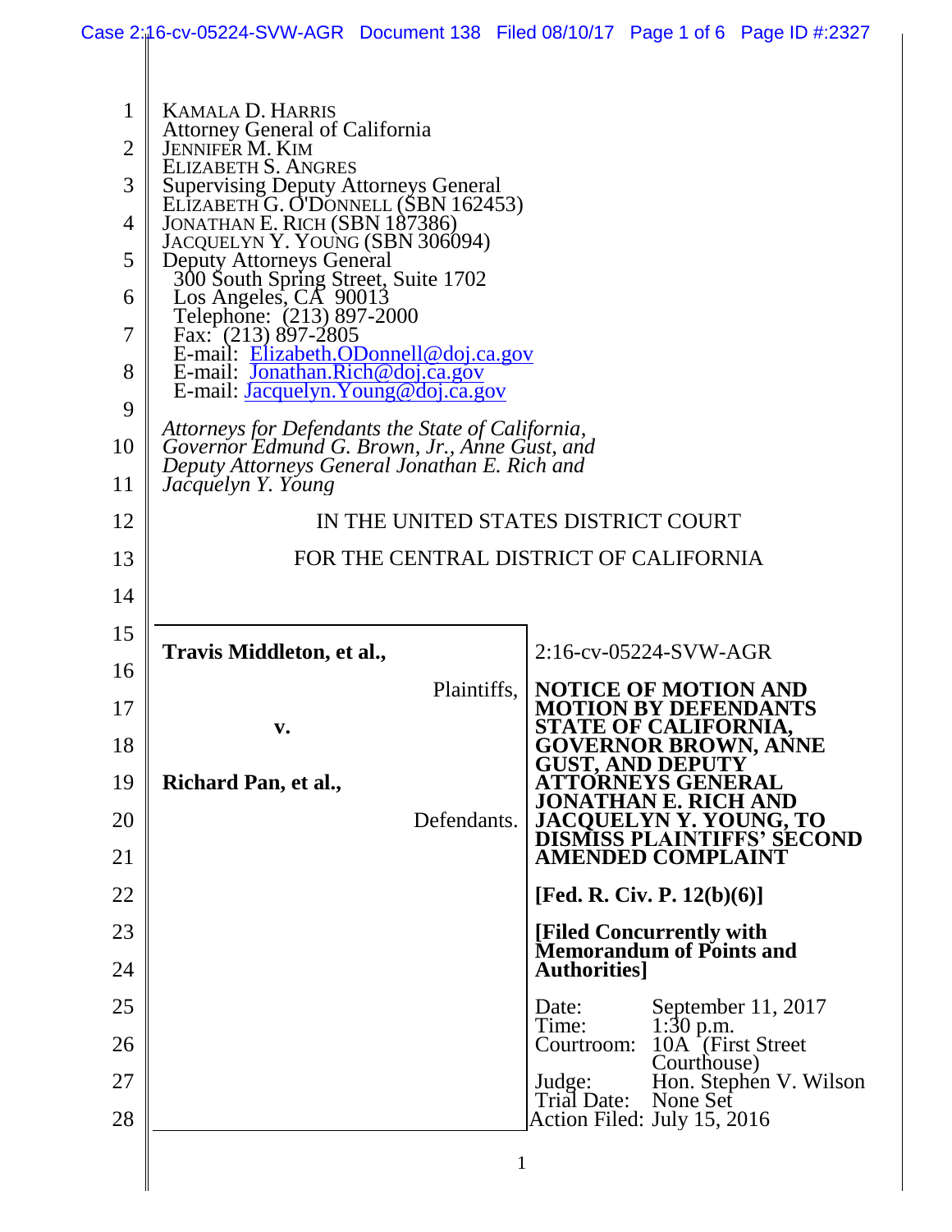KAMALA D. HARRIS
Attorney General of California
JENNIFER M. KIM
ELIZABETH S. ANGRES
Supervising Deputy Attorneys General
ELIZABETH G. O'DONNELL (SBN 162453)
JONATHAN E. RICH (SBN 187386)
JACQUELYN Y. YOUNG (SBN 306094)
Deputy Attorneys General
300 South Spring Street, Suite 1702
Los Angeles, CA 90013
Telephone: (213) 897-2000
Fax: (213) 897-2805
E-mail: Elizabeth.ODonnell@doj.ca.gov
E-mail: Jonathan.Rich@doj.ca.gov
E-mail: Jacquelyn.Young@doj.ca.gov

*Attorneys for Defendants the State of California, Governor Edmund G. Brown, Jr., Anne Gust, and Deputy Attorneys General Jonathan E. Rich and Jacquelyn Y. Young*

IN THE UNITED STATES DISTRICT COURT

FOR THE CENTRAL DISTRICT OF CALIFORNIA

**Travis Middleton, et al.,**

Plaintiffs,

**v.**

**Richard Pan, et al.,**

Defendants.

2:16-cv-05224-SVW-AGR

**NOTICE OF MOTION AND MOTION BY DEFENDANTS STATE OF CALIFORNIA, GOVERNOR BROWN, ANNE GUST, AND DEPUTY ATTORNEYS GENERAL JONATHAN E. RICH AND JACQUELYN Y. YOUNG, TO DISMISS PLAINTIFFS' SECOND AMENDED COMPLAINT**

**[Fed. R. Civ. P. 12(b)(6)]**

**[Filed Concurrently with Memorandum of Points and Authorities]**

Date: September 11, 2017
Time: 1:30 p.m.
Courtroom: 10A (First Street Courthouse)
Judge: Hon. Stephen V. Wilson
Trial Date: None Set
Action Filed: July 15, 2016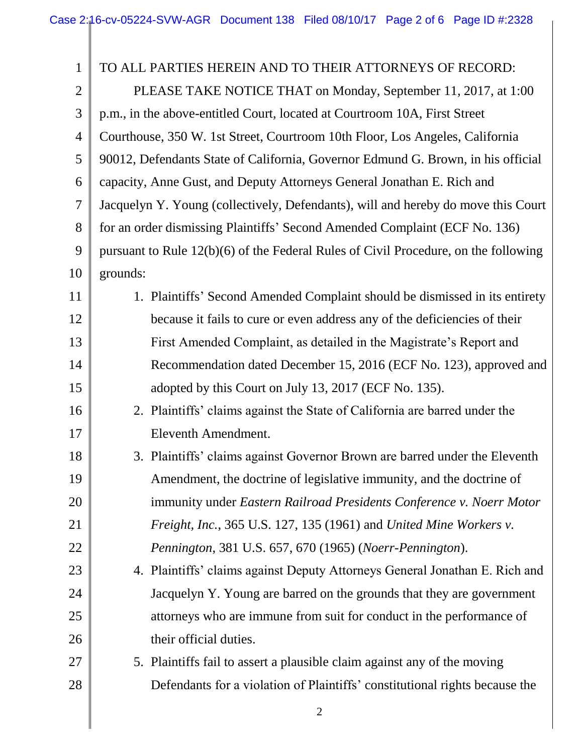TO ALL PARTIES HEREIN AND TO THEIR ATTORNEYS OF RECORD:

PLEASE TAKE NOTICE THAT on Monday, September 11, 2017, at 1:00 p.m., in the above-entitled Court, located at Courtroom 10A, First Street Courthouse, 350 W. 1st Street, Courtroom 10th Floor, Los Angeles, California 90012, Defendants State of California, Governor Edmund G. Brown, in his official capacity, Anne Gust, and Deputy Attorneys General Jonathan E. Rich and Jacquelyn Y. Young (collectively, Defendants), will and hereby do move this Court for an order dismissing Plaintiffs' Second Amended Complaint (ECF No. 136) pursuant to Rule 12(b)(6) of the Federal Rules of Civil Procedure, on the following grounds:

1. Plaintiffs' Second Amended Complaint should be dismissed in its entirety because it fails to cure or even address any of the deficiencies of their First Amended Complaint, as detailed in the Magistrate's Report and Recommendation dated December 15, 2016 (ECF No. 123), approved and adopted by this Court on July 13, 2017 (ECF No. 135).
2. Plaintiffs' claims against the State of California are barred under the Eleventh Amendment.
3. Plaintiffs' claims against Governor Brown are barred under the Eleventh Amendment, the doctrine of legislative immunity, and the doctrine of immunity under *Eastern Railroad Presidents Conference v. Noerr Motor Freight, Inc.*, 365 U.S. 127, 135 (1961) and *United Mine Workers v. Pennington*, 381 U.S. 657, 670 (1965) (*Noerr-Pennington*).
4. Plaintiffs' claims against Deputy Attorneys General Jonathan E. Rich and Jacquelyn Y. Young are barred on the grounds that they are government attorneys who are immune from suit for conduct in the performance of their official duties.
5. Plaintiffs fail to assert a plausible claim against any of the moving Defendants for a violation of Plaintiffs' constitutional rights because the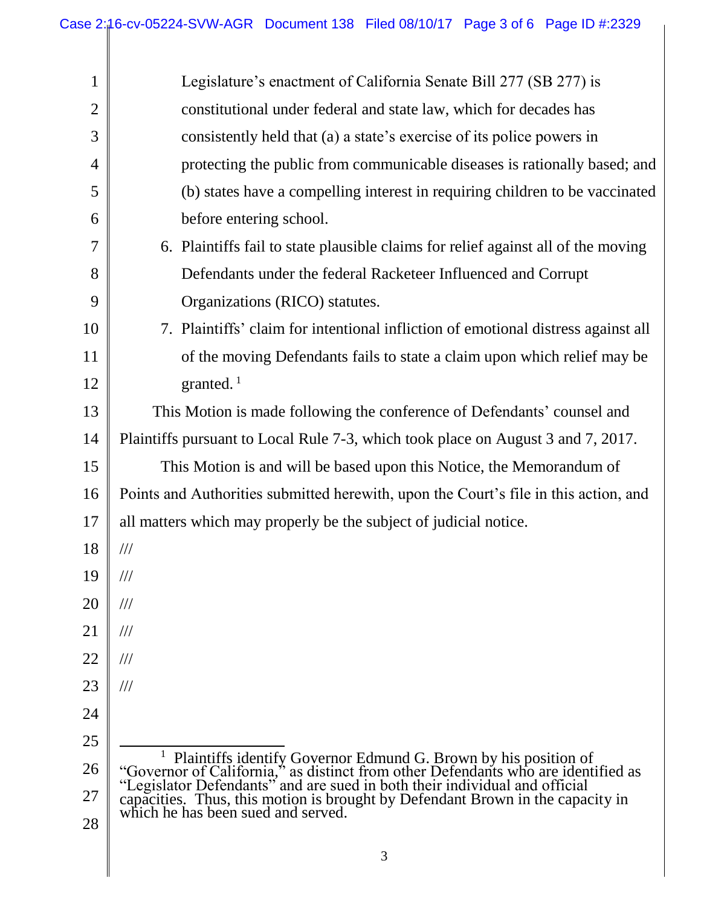Legislature's enactment of California Senate Bill 277 (SB 277) is constitutional under federal and state law, which for decades has consistently held that (a) a state's exercise of its police powers in protecting the public from communicable diseases is rationally based; and (b) states have a compelling interest in requiring children to be vaccinated before entering school.

6. Plaintiffs fail to state plausible claims for relief against all of the moving Defendants under the federal Racketeer Influenced and Corrupt Organizations (RICO) statutes.
7. Plaintiffs' claim for intentional infliction of emotional distress against all of the moving Defendants fails to state a claim upon which relief may be granted. [1]

This Motion is made following the conference of Defendants' counsel and Plaintiffs pursuant to Local Rule 7-3, which took place on August 3 and 7, 2017.

This Motion is and will be based upon this Notice, the Memorandum of Points and Authorities submitted herewith, upon the Court's file in this action, and all matters which may properly be the subject of judicial notice.

///

///

///

///

///

///

---

[1] Plaintiffs identify Governor Edmund G. Brown by his position of "Governor of California," as distinct from other Defendants who are identified as "Legislator Defendants" and are sued in both their individual and official capacities. Thus, this motion is brought by Defendant Brown in the capacity in which he has been sued and served.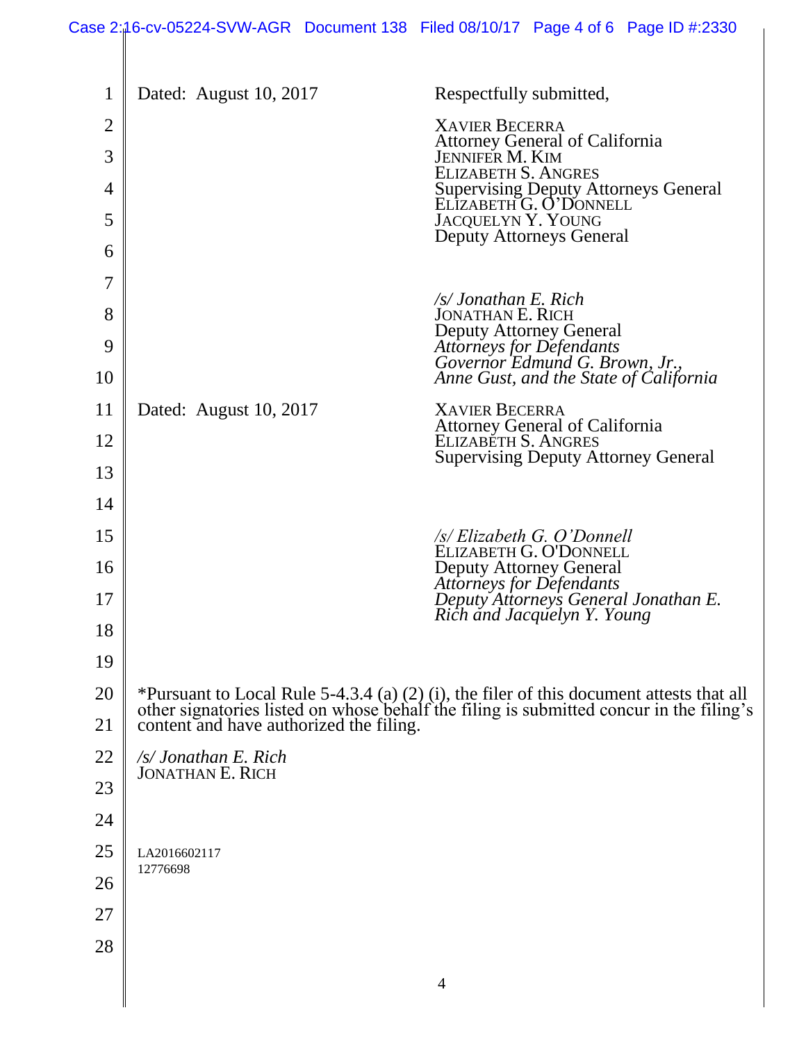Dated: August 10, 2017

Respectfully submitted,

XAVIER BECERRA
Attorney General of California
JENNIFER M. KIM
ELIZABETH S. ANGRES
Supervising Deputy Attorneys General
ELIZABETH G. O'DONNELL
JACQUELYN Y. YOUNG
Deputy Attorneys General

*/s/ Jonathan E. Rich*
JONATHAN E. RICH
Deputy Attorney General
*Attorneys for Defendants Governor Edmund G. Brown, Jr., Anne Gust, and the State of California*

Dated: August 10, 2017

XAVIER BECERRA
Attorney General of California
ELIZABETH S. ANGRES
Supervising Deputy Attorney General

*/s/ Elizabeth G. O'Donnell*
ELIZABETH G. O'DONNELL
Deputy Attorney General
*Attorneys for Defendants Deputy Attorneys General Jonathan E. Rich and Jacquelyn Y. Young*

*Pursuant to Local Rule 5-4.3.4 (a) (2) (i), the filer of this document attests that all other signatories listed on whose behalf the filing is submitted concur in the filing's content and have authorized the filing.

*/s/ Jonathan E. Rich*
JONATHAN E. RICH

LA2016602117
12776698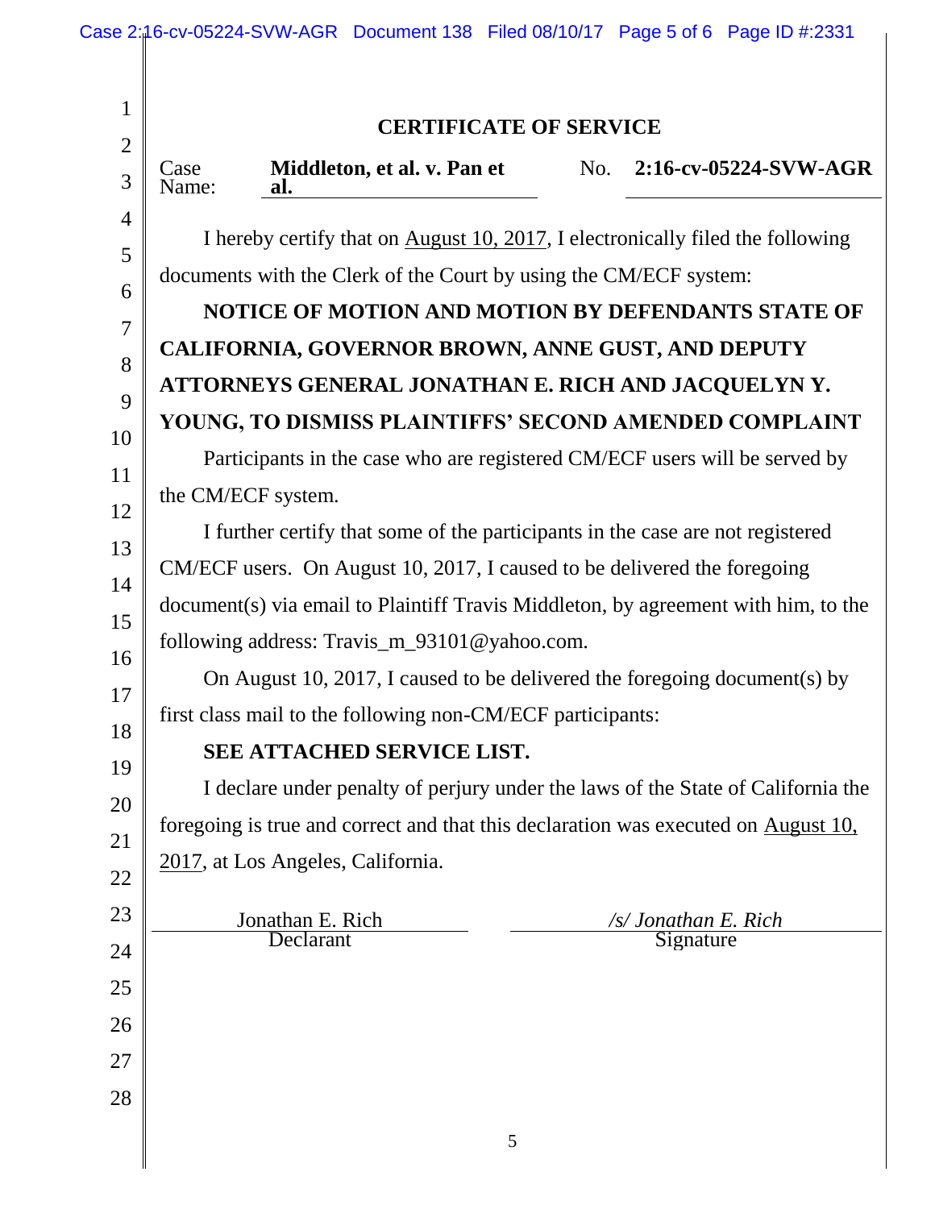## CERTIFICATE OF SERVICE

Case Name: **Middleton, et al. v. Pan et al.** No. **2:16-cv-05224-SVW-AGR**

I hereby certify that on August 10, 2017, I electronically filed the following documents with the Clerk of the Court by using the CM/ECF system:

**NOTICE OF MOTION AND MOTION BY DEFENDANTS STATE OF CALIFORNIA, GOVERNOR BROWN, ANNE GUST, AND DEPUTY ATTORNEYS GENERAL JONATHAN E. RICH AND JACQUELYN Y. YOUNG, TO DISMISS PLAINTIFFS' SECOND AMENDED COMPLAINT**

Participants in the case who are registered CM/ECF users will be served by the CM/ECF system.

I further certify that some of the participants in the case are not registered CM/ECF users. On August 10, 2017, I caused to be delivered the foregoing document(s) via email to Plaintiff Travis Middleton, by agreement with him, to the following address: Travis_m_93101@yahoo.com.

On August 10, 2017, I caused to be delivered the foregoing document(s) by first class mail to the following non-CM/ECF participants:

**SEE ATTACHED SERVICE LIST.**

I declare under penalty of perjury under the laws of the State of California the foregoing is true and correct and that this declaration was executed on August 10, 2017, at Los Angeles, California.

| Jonathan E. Rich | */s/ Jonathan E. Rich* |
|---|---|
| Declarant | Signature |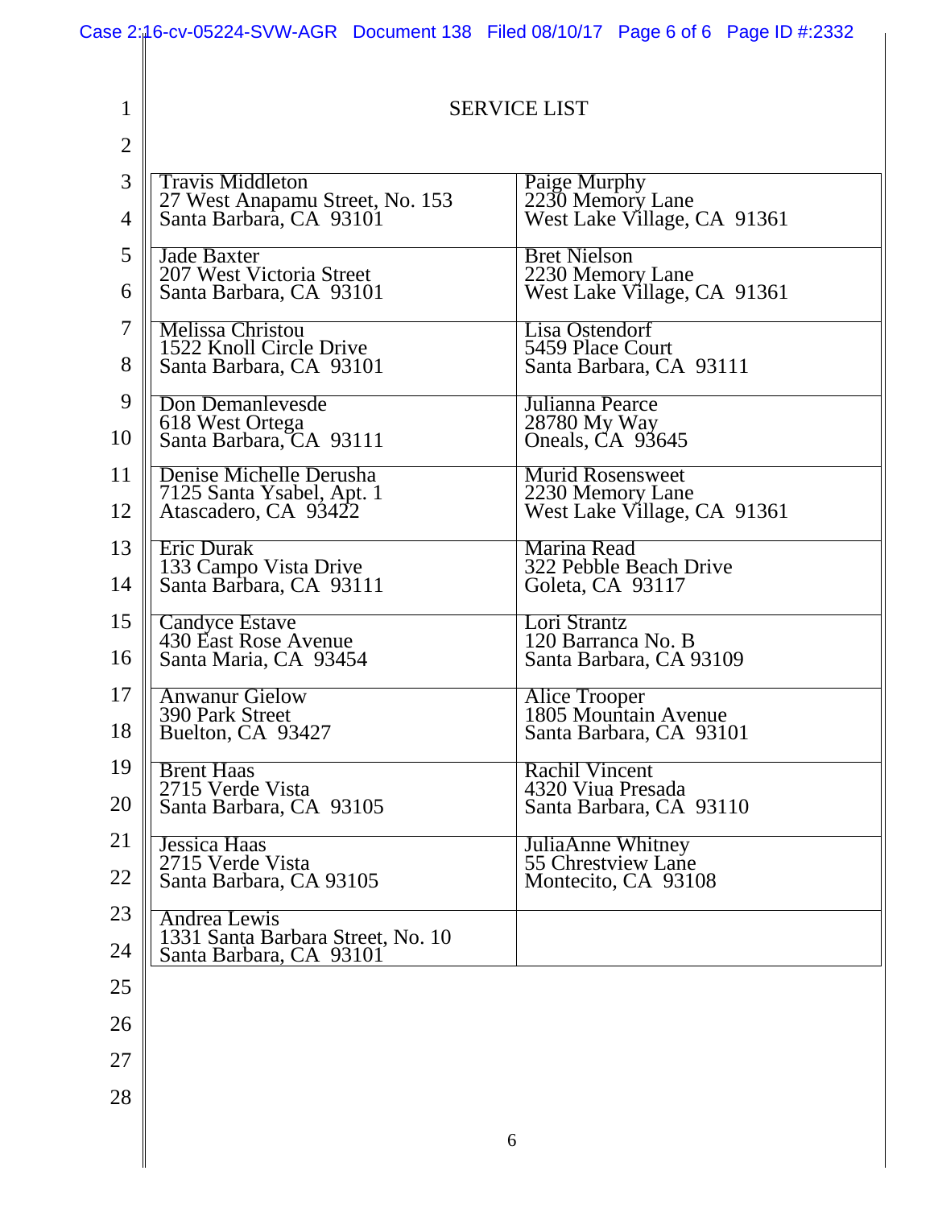SERVICE LIST

| | |
|---|---|
| Travis Middleton<br>27 West Anapamu Street, No. 153<br>Santa Barbara, CA 93101 | Paige Murphy<br>2230 Memory Lane<br>West Lake Village, CA 91361 |
| Jade Baxter<br>207 West Victoria Street<br>Santa Barbara, CA 93101 | Bret Nielson<br>2230 Memory Lane<br>West Lake Village, CA 91361 |
| Melissa Christou<br>1522 Knoll Circle Drive<br>Santa Barbara, CA 93101 | Lisa Ostendorf<br>5459 Place Court<br>Santa Barbara, CA 93111 |
| Don Demanlevesde<br>618 West Ortega<br>Santa Barbara, CA 93111 | Julianna Pearce<br>28780 My Way<br>Oneals, CA 93645 |
| Denise Michelle Derusha<br>7125 Santa Ysabel, Apt. 1<br>Atascadero, CA 93422 | Murid Rosensweet<br>2230 Memory Lane<br>West Lake Village, CA 91361 |
| Eric Durak<br>133 Campo Vista Drive<br>Santa Barbara, CA 93111 | Marina Read<br>322 Pebble Beach Drive<br>Goleta, CA 93117 |
| Candyce Estave<br>430 East Rose Avenue<br>Santa Maria, CA 93454 | Lori Strantz<br>120 Barranca No. B<br>Santa Barbara, CA 93109 |
| Anwanur Gielow<br>390 Park Street<br>Buelton, CA 93427 | Alice Trooper<br>1805 Mountain Avenue<br>Santa Barbara, CA 93101 |
| Brent Haas<br>2715 Verde Vista<br>Santa Barbara, CA 93105 | Rachil Vincent<br>4320 Viua Presada<br>Santa Barbara, CA 93110 |
| Jessica Haas<br>2715 Verde Vista<br>Santa Barbara, CA 93105 | JuliaAnne Whitney<br>55 Chrestview Lane<br>Montecito, CA 93108 |
| Andrea Lewis<br>1331 Santa Barbara Street, No. 10<br>Santa Barbara, CA 93101 | |